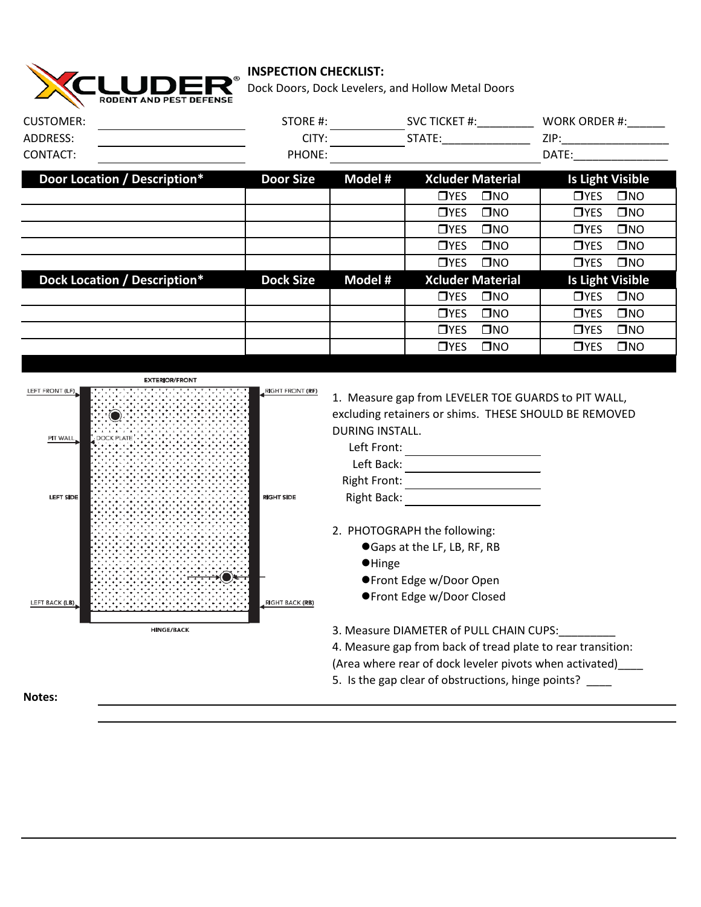# INSPECTION CHECKLIST:

Dock Doors, Dock Levelers, and Hollow Metal Doors

XCLUDER® RODENT AND PEST DEFENSE

CUSTOMER: ____________ STORE #: ____________ SVC TICKET #:_________ WORK ORDER #:______

ADDRESS: ____________ CITY: ____________ STATE:______________ ZIP:_________________

CONTACT: ____________ PHONE: ____________ DATE:_______________

| Door Location / Description* | Door Size | Model # | Xcluder Material | Is Light Visible |
|---|---|---|---|---|
| | | | ❒YES ❒NO | ❒YES ❒NO |
| | | | ❒YES ❒NO | ❒YES ❒NO |
| | | | ❒YES ❒NO | ❒YES ❒NO |
| | | | ❒YES ❒NO | ❒YES ❒NO |
| | | | ❒YES ❒NO | ❒YES ❒NO |
| **Dock Location / Description*** | **Dock Size** | **Model #** | **Xcluder Material** | **Is Light Visible** |
| | | | ❒YES ❒NO | ❒YES ❒NO |
| | | | ❒YES ❒NO | ❒YES ❒NO |
| | | | ❒YES ❒NO | ❒YES ❒NO |
| | | | ❒YES ❒NO | ❒YES ❒NO |

EXTERIOR/FRONT

LEFT FRONT (LF) — RIGHT FRONT (RF)

PIT WALL — DOCK PLATE

LEFT SIDE — RIGHT SIDE

LEFT BACK (LB) — RIGHT BACK (RB)

HINGE/BACK

1. Measure gap from LEVELER TOE GUARDS to PIT WALL, excluding retainers or shims. THESE SHOULD BE REMOVED DURING INSTALL.
   - Left Front: ____________
   - Left Back: ____________
   - Right Front: ____________
   - Right Back: ____________

2. PHOTOGRAPH the following:
   - Gaps at the LF, LB, RF, RB
   - Hinge
   - Front Edge w/Door Open
   - Front Edge w/Door Closed

3. Measure DIAMETER of PULL CHAIN CUPS:_________

4. Measure gap from back of tread plate to rear transition: (Area where rear of dock leveler pivots when activated)____

5. Is the gap clear of obstructions, hinge points? ____

**Notes:** ____________________________________________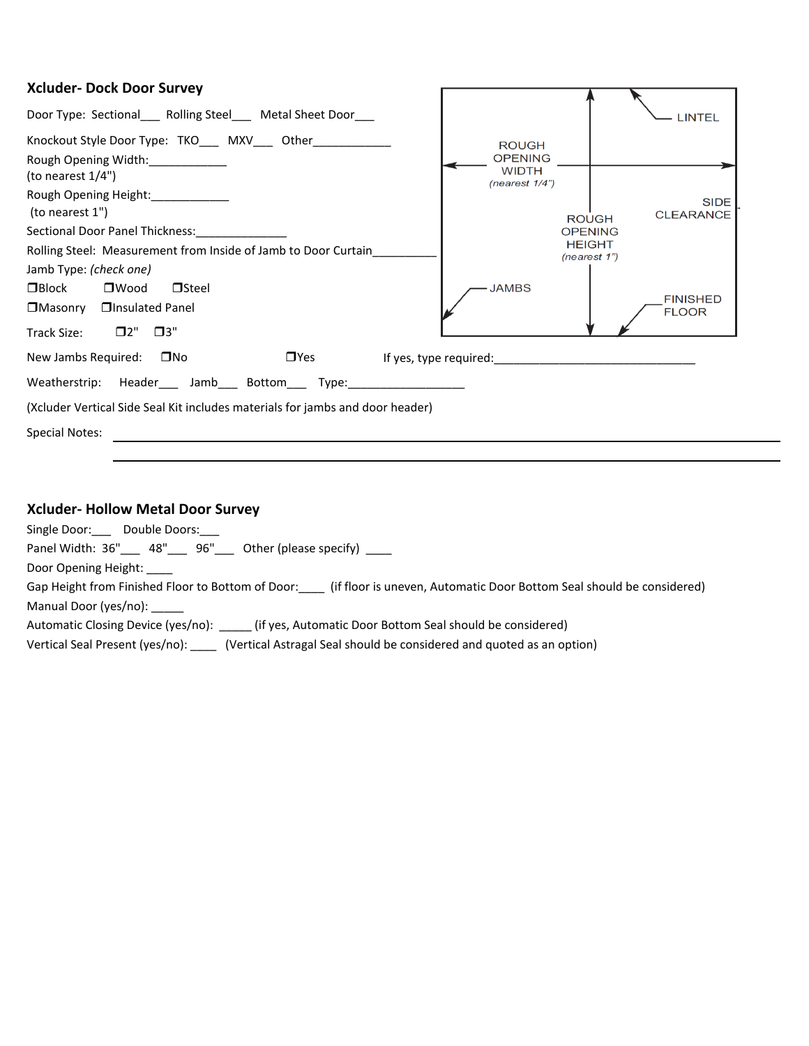## Xcluder- Dock Door Survey

Door Type: Sectional___ Rolling Steel___ Metal Sheet Door___

Knockout Style Door Type: TKO___ MXV___ Other____________

Rough Opening Width:____________
(to nearest 1/4")

Rough Opening Height:____________
(to nearest 1")

Sectional Door Panel Thickness:______________

Rolling Steel: Measurement from Inside of Jamb to Door Curtain__________

Jamb Type: *(check one)*

❒Block ❒Wood ❒Steel

❒Masonry ❒Insulated Panel

Track Size: ❒2" ❒3"

LINTEL

ROUGH OPENING WIDTH
*(nearest 1/4")*

SIDE CLEARANCE

ROUGH OPENING HEIGHT
*(nearest 1")*

JAMBS

FINISHED FLOOR

New Jambs Required: ❒No ❒Yes If yes, type required:_______________________________

Weatherstrip: Header___ Jamb___ Bottom___ Type:__________________

(Xcluder Vertical Side Seal Kit includes materials for jambs and door header)

Special Notes: ____________________________________________________________

____________________________________________________________

## Xcluder- Hollow Metal Door Survey

Single Door:___ Double Doors:___

Panel Width: 36"___ 48"___ 96"___ Other (please specify) ____

Door Opening Height: ____

Gap Height from Finished Floor to Bottom of Door:____ (if floor is uneven, Automatic Door Bottom Seal should be considered)

Manual Door (yes/no): _____

Automatic Closing Device (yes/no): _____ (if yes, Automatic Door Bottom Seal should be considered)

Vertical Seal Present (yes/no): ____ (Vertical Astragal Seal should be considered and quoted as an option)